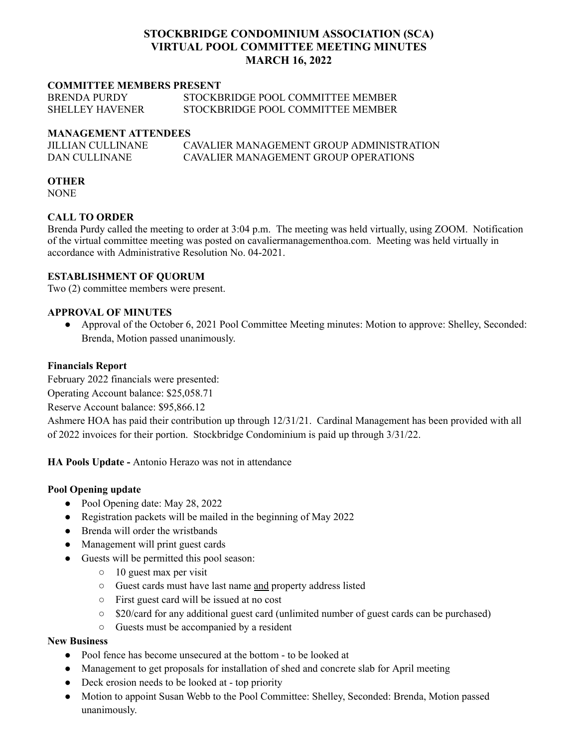# STOCKBRIDGE CONDOMINIUM ASSOCIATION (SCA)
# VIRTUAL POOL COMMITTEE MEETING MINUTES
# MARCH 16, 2022

**COMMITTEE MEMBERS PRESENT**

| | |
|---|---|
| BRENDA PURDY | STOCKBRIDGE POOL COMMITTEE MEMBER |
| SHELLEY HAVENER | STOCKBRIDGE POOL COMMITTEE MEMBER |

**MANAGEMENT ATTENDEES**

| | |
|---|---|
| JILLIAN CULLINANE | CAVALIER MANAGEMENT GROUP ADMINISTRATION |
| DAN CULLINANE | CAVALIER MANAGEMENT GROUP OPERATIONS |

**OTHER**

NONE

**CALL TO ORDER**

Brenda Purdy called the meeting to order at 3:04 p.m. The meeting was held virtually, using ZOOM. Notification of the virtual committee meeting was posted on cavaliermanagementhoa.com. Meeting was held virtually in accordance with Administrative Resolution No. 04-2021.

**ESTABLISHMENT OF QUORUM**

Two (2) committee members were present.

**APPROVAL OF MINUTES**

- Approval of the October 6, 2021 Pool Committee Meeting minutes: Motion to approve: Shelley, Seconded: Brenda, Motion passed unanimously.

**Financials Report**

February 2022 financials were presented:

Operating Account balance: $25,058.71

Reserve Account balance: $95,866.12

Ashmere HOA has paid their contribution up through 12/31/21. Cardinal Management has been provided with all of 2022 invoices for their portion. Stockbridge Condominium is paid up through 3/31/22.

**HA Pools Update -** Antonio Herazo was not in attendance

**Pool Opening update**

- Pool Opening date: May 28, 2022
- Registration packets will be mailed in the beginning of May 2022
- Brenda will order the wristbands
- Management will print guest cards
- Guests will be permitted this pool season:
  - 10 guest max per visit
  - Guest cards must have last name and property address listed
  - First guest card will be issued at no cost
  - $20/card for any additional guest card (unlimited number of guest cards can be purchased)
  - Guests must be accompanied by a resident

**New Business**

- Pool fence has become unsecured at the bottom - to be looked at
- Management to get proposals for installation of shed and concrete slab for April meeting
- Deck erosion needs to be looked at - top priority
- Motion to appoint Susan Webb to the Pool Committee: Shelley, Seconded: Brenda, Motion passed unanimously.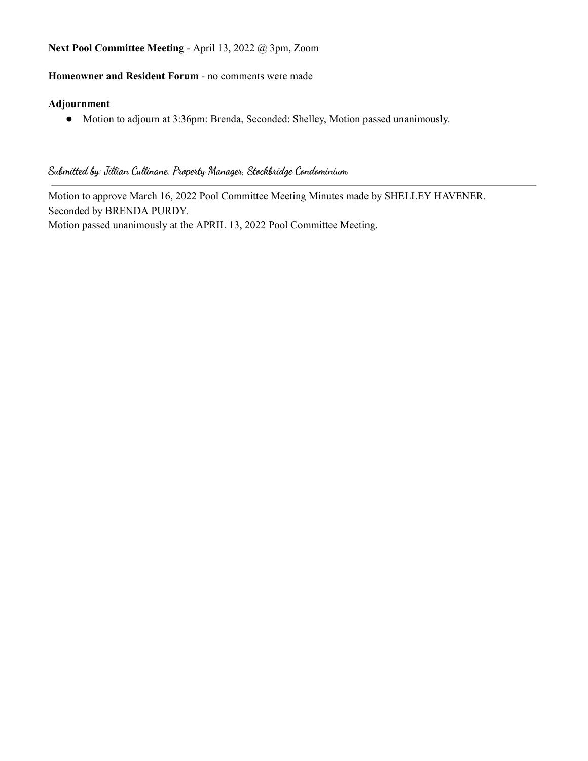**Next Pool Committee Meeting** - April 13, 2022 @ 3pm, Zoom

**Homeowner and Resident Forum** - no comments were made

**Adjournment**

- Motion to adjourn at 3:36pm: Brenda, Seconded: Shelley, Motion passed unanimously.

*Submitted by: Jillian Cullinane, Property Manager, Stockbridge Condominium*

---

Motion to approve March 16, 2022 Pool Committee Meeting Minutes made by SHELLEY HAVENER.
Seconded by BRENDA PURDY.
Motion passed unanimously at the APRIL 13, 2022 Pool Committee Meeting.